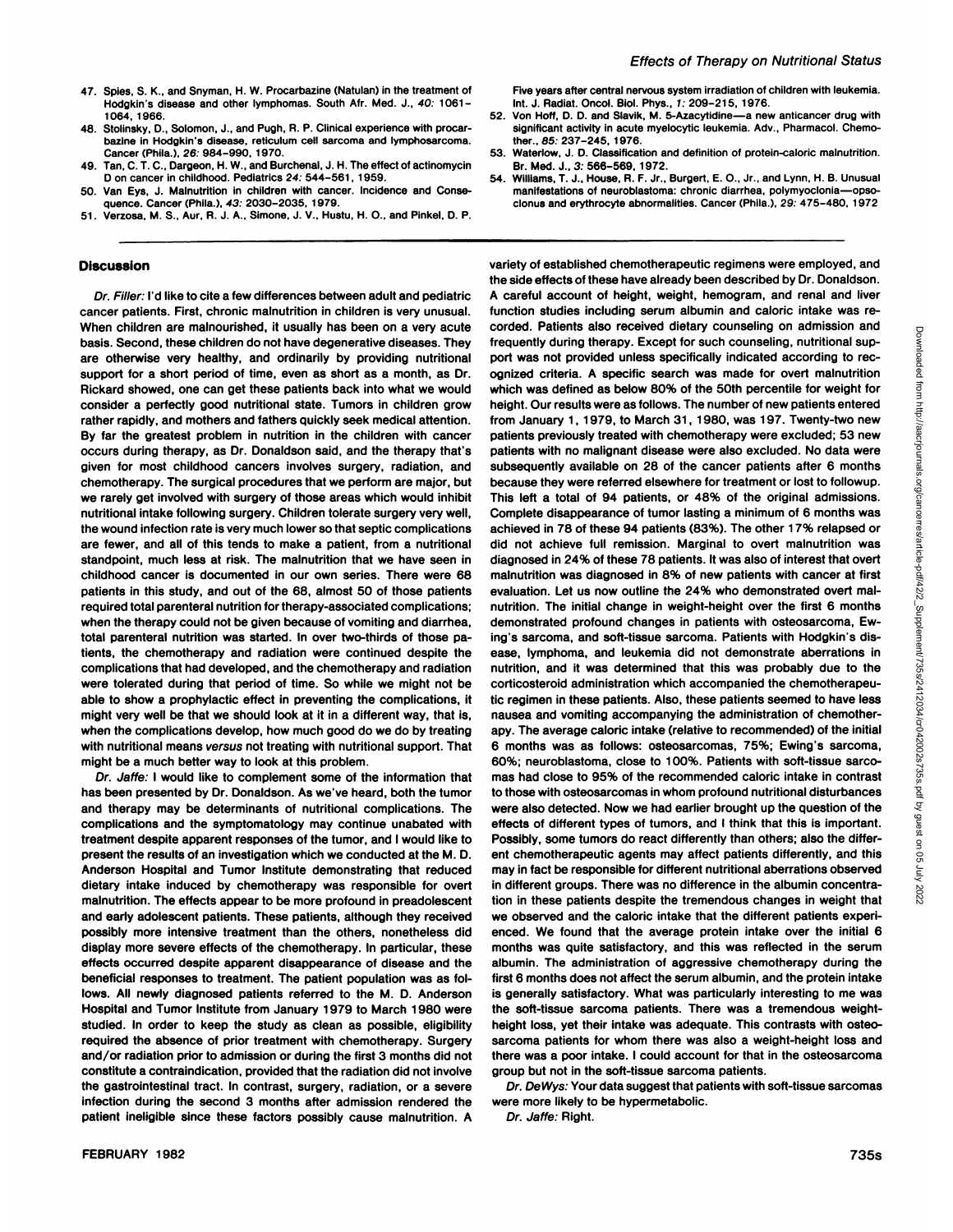47. Spies, S. K., and Snyman, H. W. Procarbazine (Natulan) in the treatment of Hodgkin's disease and other lymphomas. South Afr. Med. J., *40:* 1061–1064, 1966.
48. Stolinsky, D., Solomon, J., and Pugh, R. P. Clinical experience with procarbazine in Hodgkin's disease, reticulum cell sarcoma and lymphosarcoma. Cancer (Phila.), *26:* 984–990, 1970.
49. Tan, C. T. C., Dargeon, H. W., and Burchenal, J. H. The effect of actinomycin D on cancer in childhood. Pediatrics *24:* 544–561, 1959.
50. Van Eys, J. Malnutrition in children with cancer. Incidence and Consequence. Cancer (Phila.), *43:* 2030–2035, 1979.
51. Verzosa, M. S., Aur, R. J. A., Simone, J. V., Hustu, H. O., and Pinkel, D. P. Five years after central nervous system irradiation of children with leukemia. Int. J. Radiat. Oncol. Biol. Phys., *1:* 209–215, 1976.
52. Von Hoff, D. D. and Slavik, M. 5-Azacytidine—a new anticancer drug with significant activity in acute myelocytic leukemia. Adv., Pharmacol. Chemother., *85:* 237–245, 1976.
53. Waterlow, J. D. Classification and definition of protein-caloric malnutrition. Br. Med. J., *3:* 566–569, 1972.
54. Williams, T. J., House, R. F. Jr., Burgert, E. O., Jr., and Lynn, H. B. Unusual manifestations of neuroblastoma: chronic diarrhea, polymyoclonia—opsoclonus and erythrocyte abnormalities. Cancer (Phila.), *29:* 475–480, 1972

## Discussion

*Dr. Filler:* I'd like to cite a few differences between adult and pediatric cancer patients. First, chronic malnutrition in children is very unusual. When children are malnourished, it usually has been on a very acute basis. Second, these children do not have degenerative diseases. They are otherwise very healthy, and ordinarily by providing nutritional support for a short period of time, even as short as a month, as Dr. Rickard showed, one can get these patients back into what we would consider a perfectly good nutritional state. Tumors in children grow rather rapidly, and mothers and fathers quickly seek medical attention. By far the greatest problem in nutrition in the children with cancer occurs during therapy, as Dr. Donaldson said, and the therapy that's given for most childhood cancers involves surgery, radiation, and chemotherapy. The surgical procedures that we perform are major, but we rarely get involved with surgery of those areas which would inhibit nutritional intake following surgery. Children tolerate surgery very well, the wound infection rate is very much lower so that septic complications are fewer, and all of this tends to make a patient, from a nutritional standpoint, much less at risk. The malnutrition that we have seen in childhood cancer is documented in our own series. There were 68 patients in this study, and out of the 68, almost 50 of those patients required total parenteral nutrition for therapy-associated complications; when the therapy could not be given because of vomiting and diarrhea, total parenteral nutrition was started. In over two-thirds of those patients, the chemotherapy and radiation were continued despite the complications that had developed, and the chemotherapy and radiation were tolerated during that period of time. So while we might not be able to show a prophylactic effect in preventing the complications, it might very well be that we should look at it in a different way, that is, when the complications develop, how much good do we do by treating with nutritional means *versus* not treating with nutritional support. That might be a much better way to look at this problem.

*Dr. Jaffe:* I would like to complement some of the information that has been presented by Dr. Donaldson. As we've heard, both the tumor and therapy may be determinants of nutritional complications. The complications and the symptomatology may continue unabated with treatment despite apparent responses of the tumor, and I would like to present the results of an investigation which we conducted at the M. D. Anderson Hospital and Tumor Institute demonstrating that reduced dietary intake induced by chemotherapy was responsible for overt malnutrition. The effects appear to be more profound in preadolescent and early adolescent patients. These patients, although they received possibly more intensive treatment than the others, nonetheless did display more severe effects of the chemotherapy. In particular, these effects occurred despite apparent disappearance of disease and the beneficial responses to treatment. The patient population was as follows. All newly diagnosed patients referred to the M. D. Anderson Hospital and Tumor Institute from January 1979 to March 1980 were studied. In order to keep the study as clean as possible, eligibility required the absence of prior treatment with chemotherapy. Surgery and/or radiation prior to admission or during the first 3 months did not constitute a contraindication, provided that the radiation did not involve the gastrointestinal tract. In contrast, surgery, radiation, or a severe infection during the second 3 months after admission rendered the patient ineligible since these factors possibly cause malnutrition. A variety of established chemotherapeutic regimens were employed, and the side effects of these have already been described by Dr. Donaldson. A careful account of height, weight, hemogram, and renal and liver function studies including serum albumin and caloric intake was recorded. Patients also received dietary counseling on admission and frequently during therapy. Except for such counseling, nutritional support was not provided unless specifically indicated according to recognized criteria. A specific search was made for overt malnutrition which was defined as below 80% of the 50th percentile for weight for height. Our results were as follows. The number of new patients entered from January 1, 1979, to March 31, 1980, was 197. Twenty-two new patients previously treated with chemotherapy were excluded; 53 new patients with no malignant disease were also excluded. No data were subsequently available on 28 of the cancer patients after 6 months because they were referred elsewhere for treatment or lost to followup. This left a total of 94 patients, or 48% of the original admissions. Complete disappearance of tumor lasting a minimum of 6 months was achieved in 78 of these 94 patients (83%). The other 17% relapsed or did not achieve full remission. Marginal to overt malnutrition was diagnosed in 24% of these 78 patients. It was also of interest that overt malnutrition was diagnosed in 8% of new patients with cancer at first evaluation. Let us now outline the 24% who demonstrated overt malnutrition. The initial change in weight-height over the first 6 months demonstrated profound changes in patients with osteosarcoma, Ewing's sarcoma, and soft-tissue sarcoma. Patients with Hodgkin's disease, lymphoma, and leukemia did not demonstrate aberrations in nutrition, and it was determined that this was probably due to the corticosteroid administration which accompanied the chemotherapeutic regimen in these patients. Also, these patients seemed to have less nausea and vomiting accompanying the administration of chemotherapy. The average caloric intake (relative to recommended) of the initial 6 months was as follows: osteosarcomas, 75%; Ewing's sarcoma, 60%; neuroblastoma, close to 100%. Patients with soft-tissue sarcomas had close to 95% of the recommended caloric intake in contrast to those with osteosarcomas in whom profound nutritional disturbances were also detected. Now we had earlier brought up the question of the effects of different types of tumors, and I think that this is important. Possibly, some tumors do react differently than others; also the different chemotherapeutic agents may affect patients differently, and this may in fact be responsible for different nutritional aberrations observed in different groups. There was no difference in the albumin concentration in these patients despite the tremendous changes in weight that we observed and the caloric intake that the different patients experienced. We found that the average protein intake over the initial 6 months was quite satisfactory, and this was reflected in the serum albumin. The administration of aggressive chemotherapy during the first 6 months does not affect the serum albumin, and the protein intake is generally satisfactory. What was particularly interesting to me was the soft-tissue sarcoma patients. There was a tremendous weight-height loss, yet their intake was adequate. This contrasts with osteosarcoma patients for whom there was also a weight-height loss and there was a poor intake. I could account for that in the osteosarcoma group but not in the soft-tissue sarcoma patients.

*Dr. DeWys:* Your data suggest that patients with soft-tissue sarcomas were more likely to be hypermetabolic.

*Dr. Jaffe:* Right.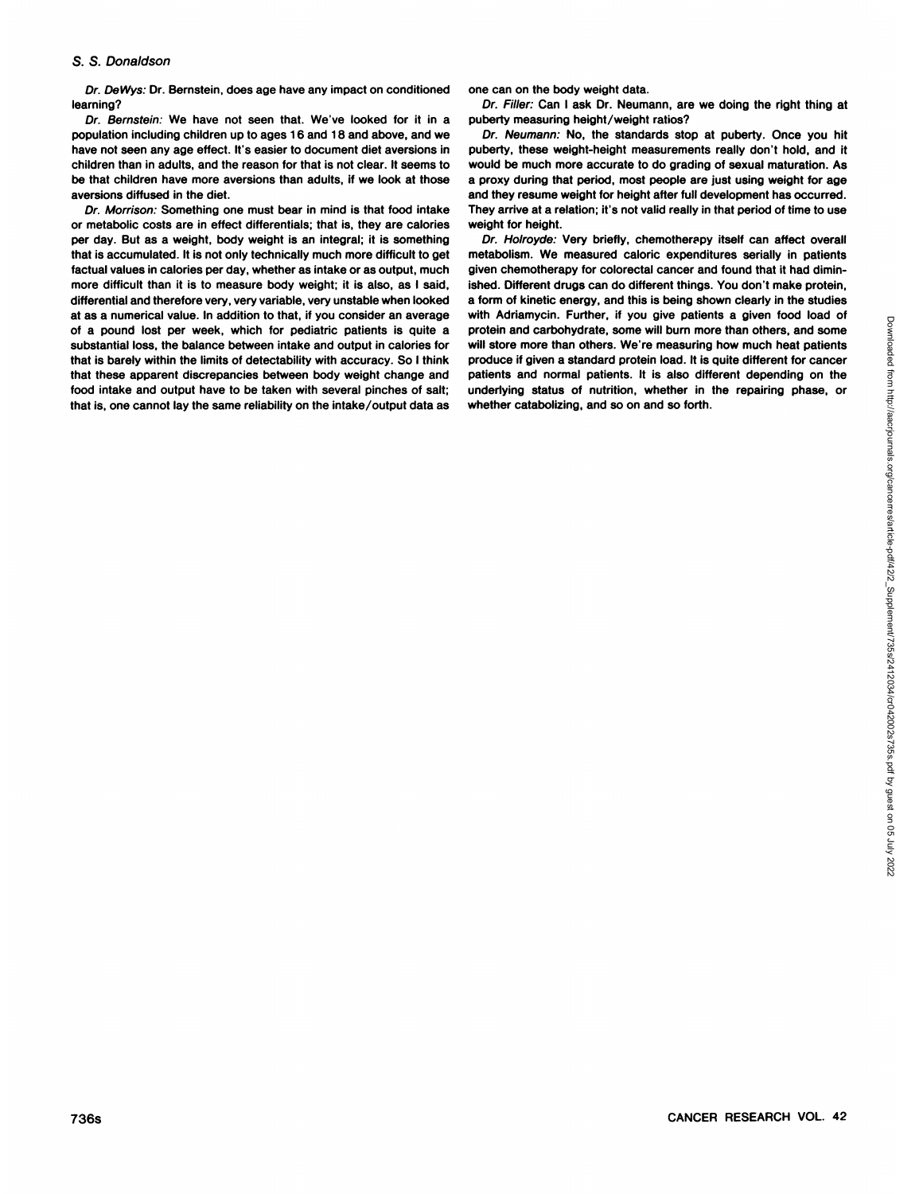*Dr. DeWys:* Dr. Bernstein, does age have any impact on conditioned learning?

*Dr. Bernstein:* We have not seen that. We've looked for it in a population including children up to ages 16 and 18 and above, and we have not seen any age effect. It's easier to document diet aversions in children than in adults, and the reason for that is not clear. It seems to be that children have more aversions than adults, if we look at those aversions diffused in the diet.

*Dr. Morrison:* Something one must bear in mind is that food intake or metabolic costs are in effect differentials; that is, they are calories per day. But as a weight, body weight is an integral; it is something that is accumulated. It is not only technically much more difficult to get factual values in calories per day, whether as intake or as output, much more difficult than it is to measure body weight; it is also, as I said, differential and therefore very, very variable, very unstable when looked at as a numerical value. In addition to that, if you consider an average of a pound lost per week, which for pediatric patients is quite a substantial loss, the balance between intake and output in calories for that is barely within the limits of detectability with accuracy. So I think that these apparent discrepancies between body weight change and food intake and output have to be taken with several pinches of salt; that is, one cannot lay the same reliability on the intake/output data as one can on the body weight data.

*Dr. Filler:* Can I ask Dr. Neumann, are we doing the right thing at puberty measuring height/weight ratios?

*Dr. Neumann:* No, the standards stop at puberty. Once you hit puberty, these weight-height measurements really don't hold, and it would be much more accurate to do grading of sexual maturation. As a proxy during that period, most people are just using weight for age and they resume weight for height after full development has occurred. They arrive at a relation; it's not valid really in that period of time to use weight for height.

*Dr. Holroyde:* Very briefly, chemotherapy itself can affect overall metabolism. We measured caloric expenditures serially in patients given chemotherapy for colorectal cancer and found that it had diminished. Different drugs can do different things. You don't make protein, a form of kinetic energy, and this is being shown clearly in the studies with Adriamycin. Further, if you give patients a given food load of protein and carbohydrate, some will burn more than others, and some will store more than others. We're measuring how much heat patients produce if given a standard protein load. It is quite different for cancer patients and normal patients. It is also different depending on the underlying status of nutrition, whether in the repairing phase, or whether catabolizing, and so on and so forth.